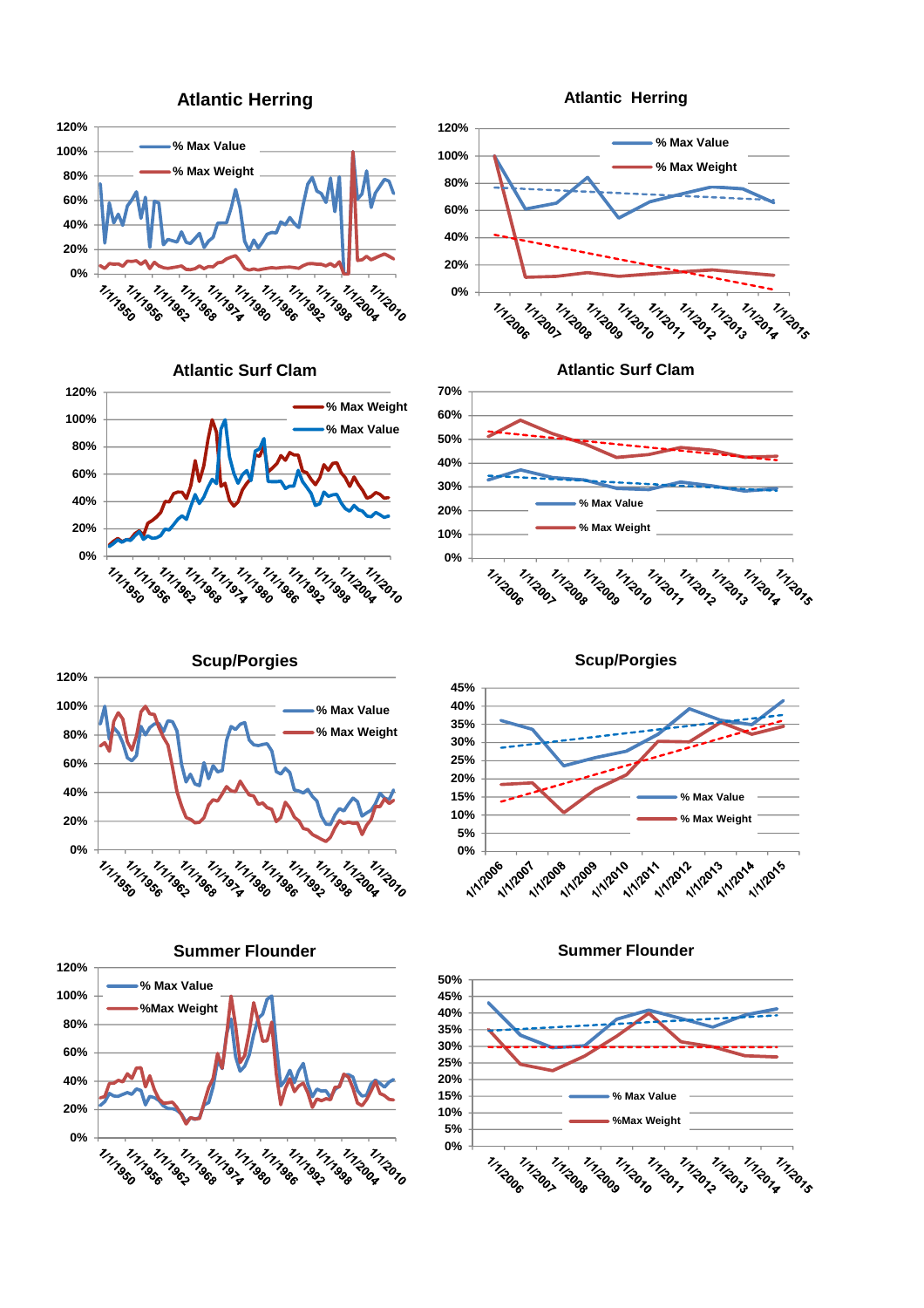## Atlantic Herring

% Max Value

% Max Weight

## Atlantic Herring

% Max Value

% Max Weight

## Atlantic Surf Clam

% Max Weight

% Max Value

## Atlantic Surf Clam

% Max Value

% Max Weight

## Scup/Porgies

% Max Value

% Max Weight

## Scup/Porgies

% Max Value

% Max Weight

## Summer Flounder

% Max Value

%Max Weight

## Summer Flounder

% Max Value

%Max Weight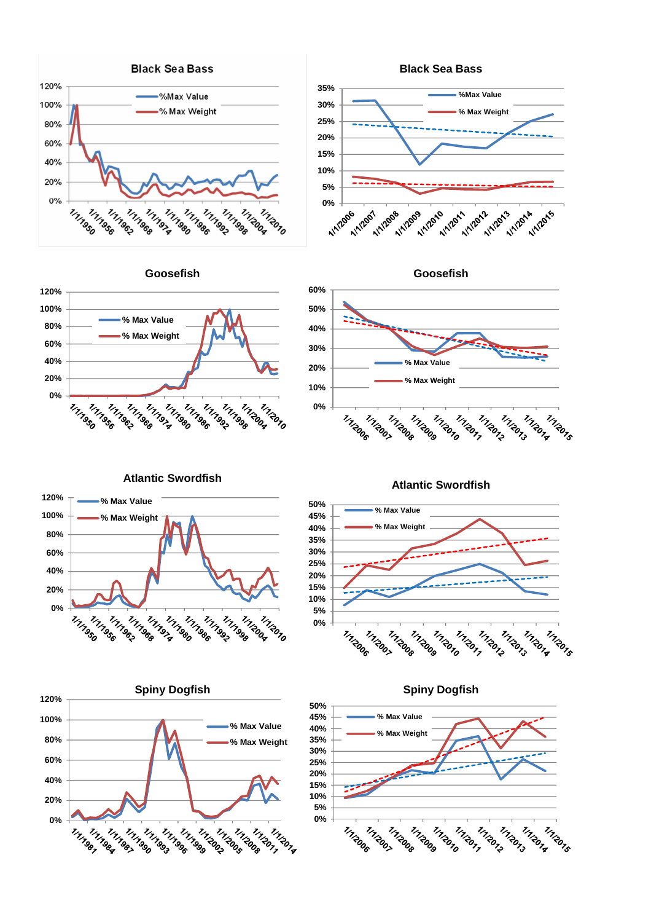Black Sea Bass

Black Sea Bass

Goosefish

Goosefish

Atlantic Swordfish

Atlantic Swordfish

Spiny Dogfish

Spiny Dogfish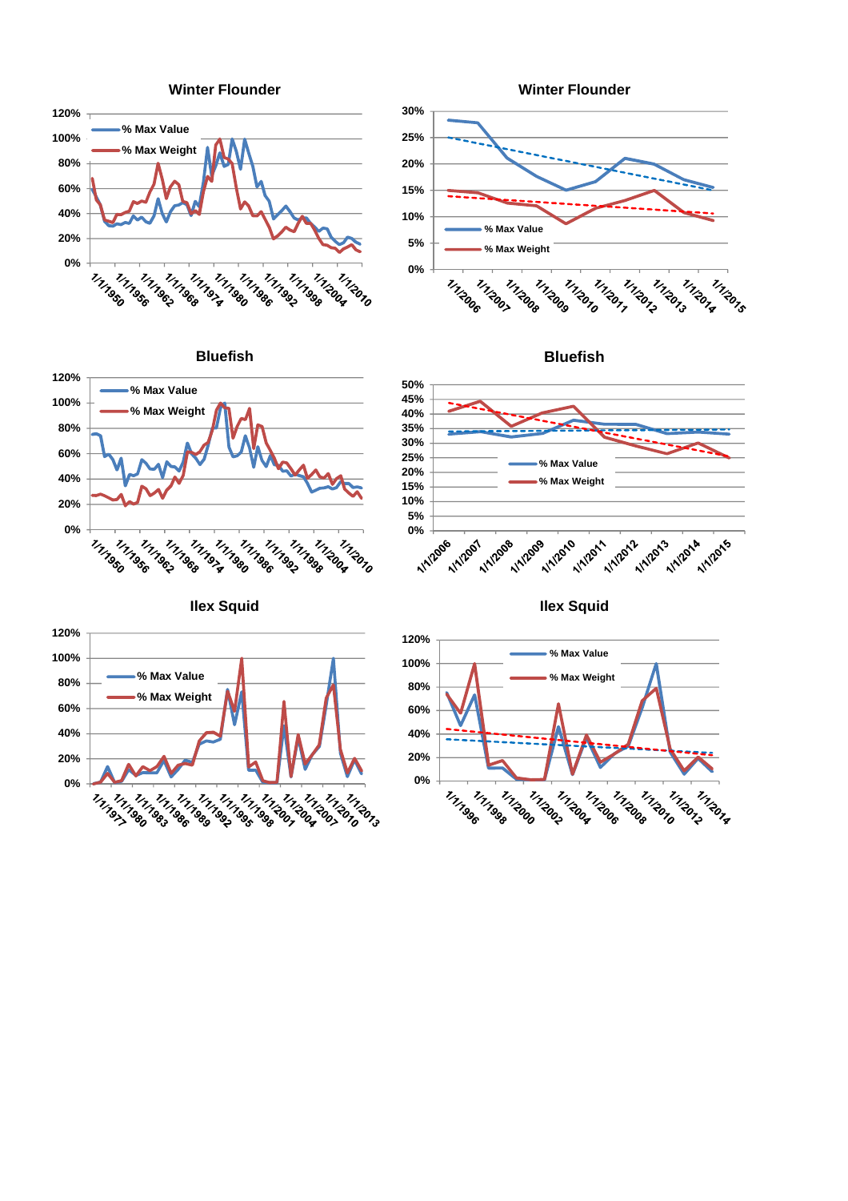## Winter Flounder

% Max Value
% Max Weight

## Winter Flounder

% Max Value
% Max Weight

## Bluefish

% Max Value
% Max Weight

## Bluefish

% Max Value
% Max Weight

## Ilex Squid

% Max Value
% Max Weight

## Ilex Squid

% Max Value
% Max Weight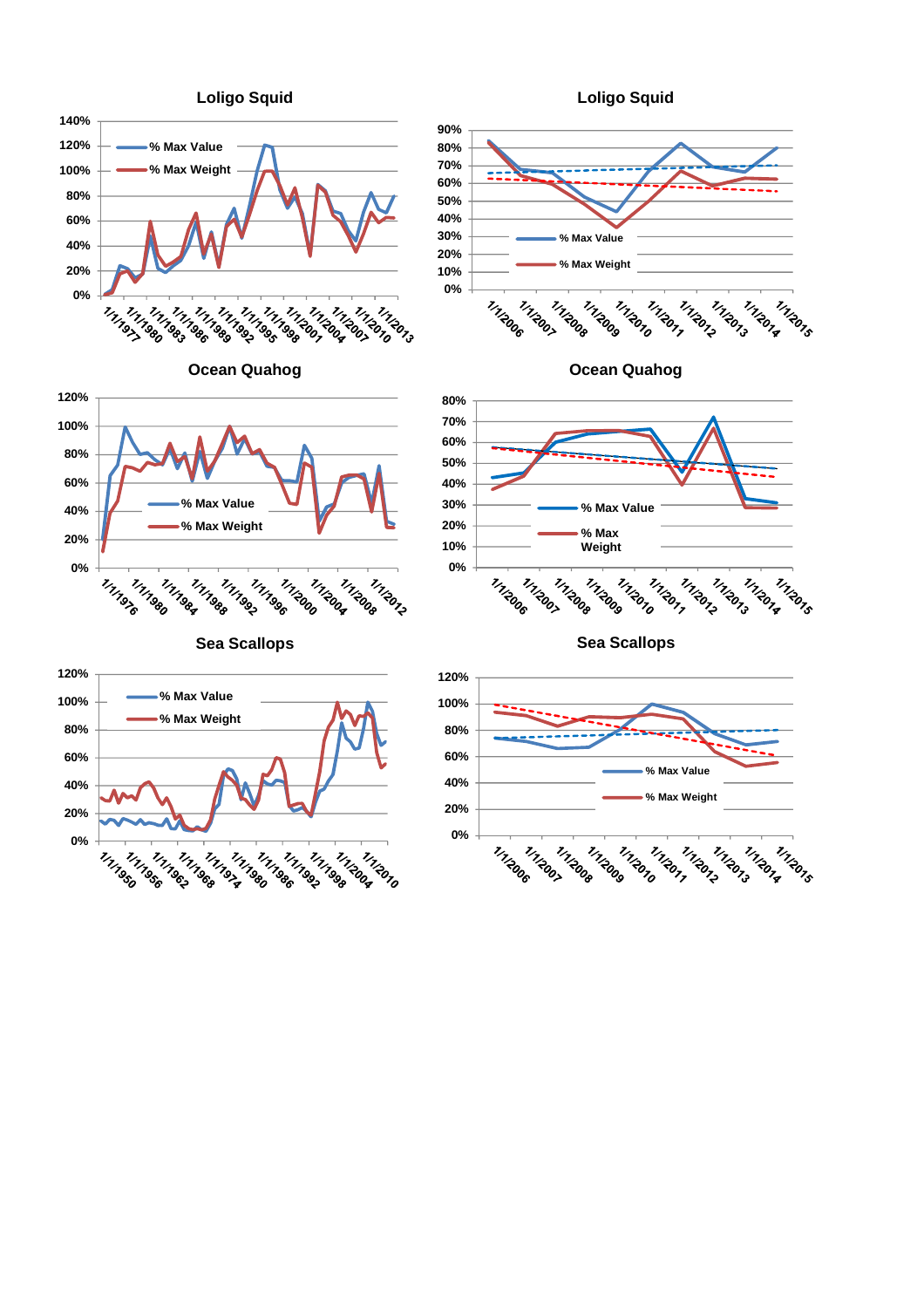Loligo Squid

140%
120%
100%
80%
60%
40%
20%
0%

% Max Value
% Max Weight

1/1/1977 1/1/1980 1/1/1983 1/1/1986 1/1/1989 1/1/1992 1/1/1995 1/1/1998 1/1/2001 1/1/2004 1/1/2007 1/1/2010 1/1/2013

Loligo Squid

90%
80%
70%
60%
50%
40%
30%
20%
10%
0%

% Max Value
% Max Weight

1/1/2006 1/1/2007 1/1/2008 1/1/2009 1/1/2010 1/1/2011 1/1/2012 1/1/2013 1/1/2014 1/1/2015

Ocean Quahog

120%
100%
80%
60%
40%
20%
0%

% Max Value
% Max Weight

1/1/1976 1/1/1980 1/1/1984 1/1/1988 1/1/1992 1/1/1996 1/1/2000 1/1/2004 1/1/2008 1/1/2012

Ocean Quahog

80%
70%
60%
50%
40%
30%
20%
10%
0%

% Max Value
% Max Weight

1/1/2006 1/1/2007 1/1/2008 1/1/2009 1/1/2010 1/1/2011 1/1/2012 1/1/2013 1/1/2014 1/1/2015

Sea Scallops

120%
100%
80%
60%
40%
20%
0%

% Max Value
% Max Weight

1/1/1950 1/1/1956 1/1/1962 1/1/1968 1/1/1974 1/1/1980 1/1/1986 1/1/1992 1/1/1998 1/1/2004 1/1/2010

Sea Scallops

120%
100%
80%
60%
40%
20%
0%

% Max Value
% Max Weight

1/1/2006 1/1/2007 1/1/2008 1/1/2009 1/1/2010 1/1/2011 1/1/2012 1/1/2013 1/1/2014 1/1/2015